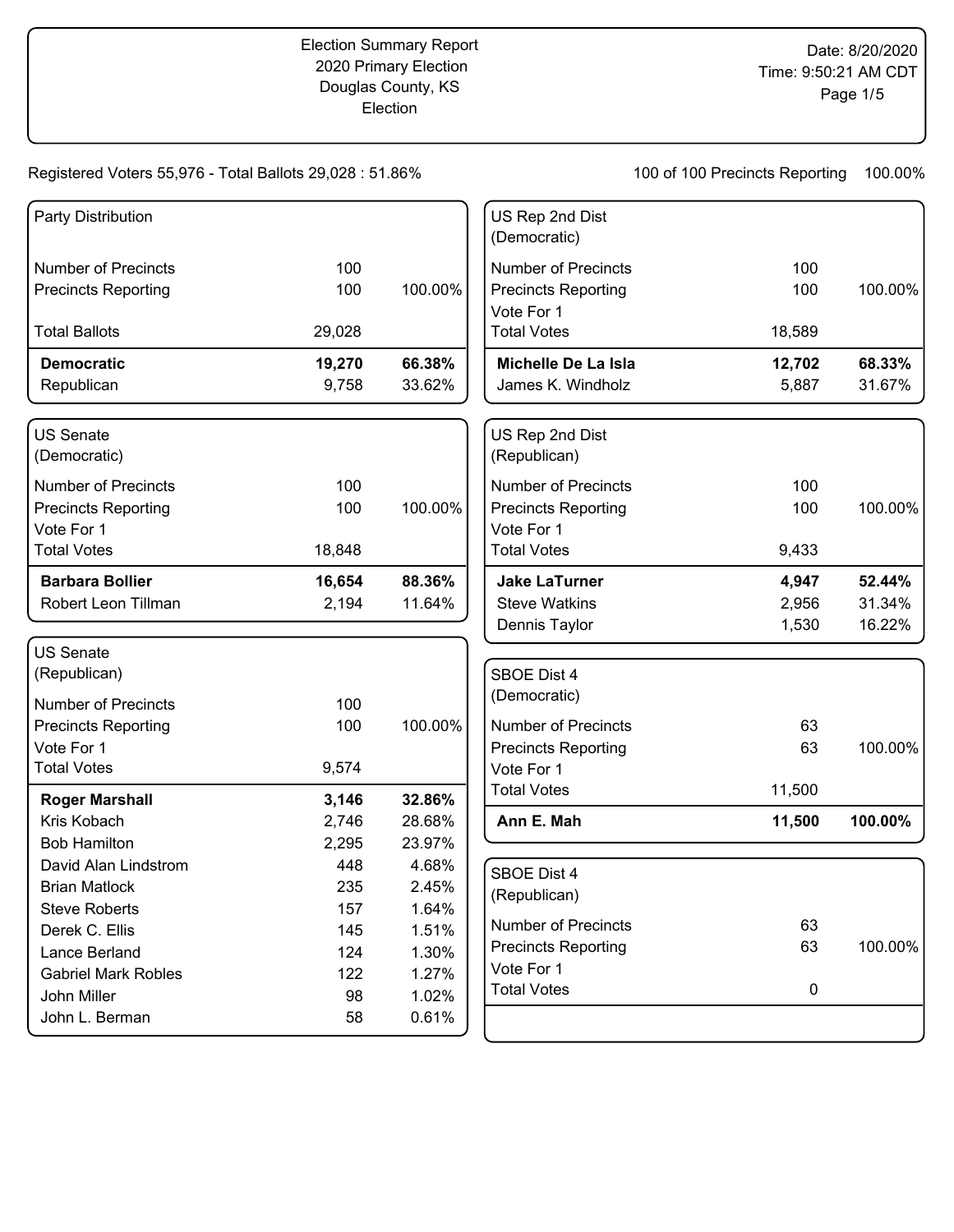Election Summary Report
2020 Primary Election
Douglas County, KS
Election

Date: 8/20/2020
Time: 9:50:21 AM CDT

Registered Voters 55,976 - Total Ballots 29,028 : 51.86%

100 of 100 Precincts Reporting 100.00%

## Party Distribution

| | | |
|---|---|---|
| Number of Precincts | 100 | |
| Precincts Reporting | 100 | 100.00% |
| Total Ballots | 29,028 | |
| **Democratic** | **19,270** | **66.38%** |
| Republican | 9,758 | 33.62% |

## US Senate (Democratic)

| | | |
|---|---|---|
| Number of Precincts | 100 | |
| Precincts Reporting | 100 | 100.00% |
| Vote For 1 | | |
| Total Votes | 18,848 | |
| **Barbara Bollier** | **16,654** | **88.36%** |
| Robert Leon Tillman | 2,194 | 11.64% |

## US Senate (Republican)

| | | |
|---|---|---|
| Number of Precincts | 100 | |
| Precincts Reporting | 100 | 100.00% |
| Vote For 1 | | |
| Total Votes | 9,574 | |
| **Roger Marshall** | **3,146** | **32.86%** |
| Kris Kobach | 2,746 | 28.68% |
| Bob Hamilton | 2,295 | 23.97% |
| David Alan Lindstrom | 448 | 4.68% |
| Brian Matlock | 235 | 2.45% |
| Steve Roberts | 157 | 1.64% |
| Derek C. Ellis | 145 | 1.51% |
| Lance Berland | 124 | 1.30% |
| Gabriel Mark Robles | 122 | 1.27% |
| John Miller | 98 | 1.02% |
| John L. Berman | 58 | 0.61% |

## US Rep 2nd Dist (Democratic)

| | | |
|---|---|---|
| Number of Precincts | 100 | |
| Precincts Reporting | 100 | 100.00% |
| Vote For 1 | | |
| Total Votes | 18,589 | |
| **Michelle De La Isla** | **12,702** | **68.33%** |
| James K. Windholz | 5,887 | 31.67% |

## US Rep 2nd Dist (Republican)

| | | |
|---|---|---|
| Number of Precincts | 100 | |
| Precincts Reporting | 100 | 100.00% |
| Vote For 1 | | |
| Total Votes | 9,433 | |
| **Jake LaTurner** | **4,947** | **52.44%** |
| Steve Watkins | 2,956 | 31.34% |
| Dennis Taylor | 1,530 | 16.22% |

## SBOE Dist 4 (Democratic)

| | | |
|---|---|---|
| Number of Precincts | 63 | |
| Precincts Reporting | 63 | 100.00% |
| Vote For 1 | | |
| Total Votes | 11,500 | |
| **Ann E. Mah** | **11,500** | **100.00%** |

## SBOE Dist 4 (Republican)

| | | |
|---|---|---|
| Number of Precincts | 63 | |
| Precincts Reporting | 63 | 100.00% |
| Vote For 1 | | |
| Total Votes | 0 | |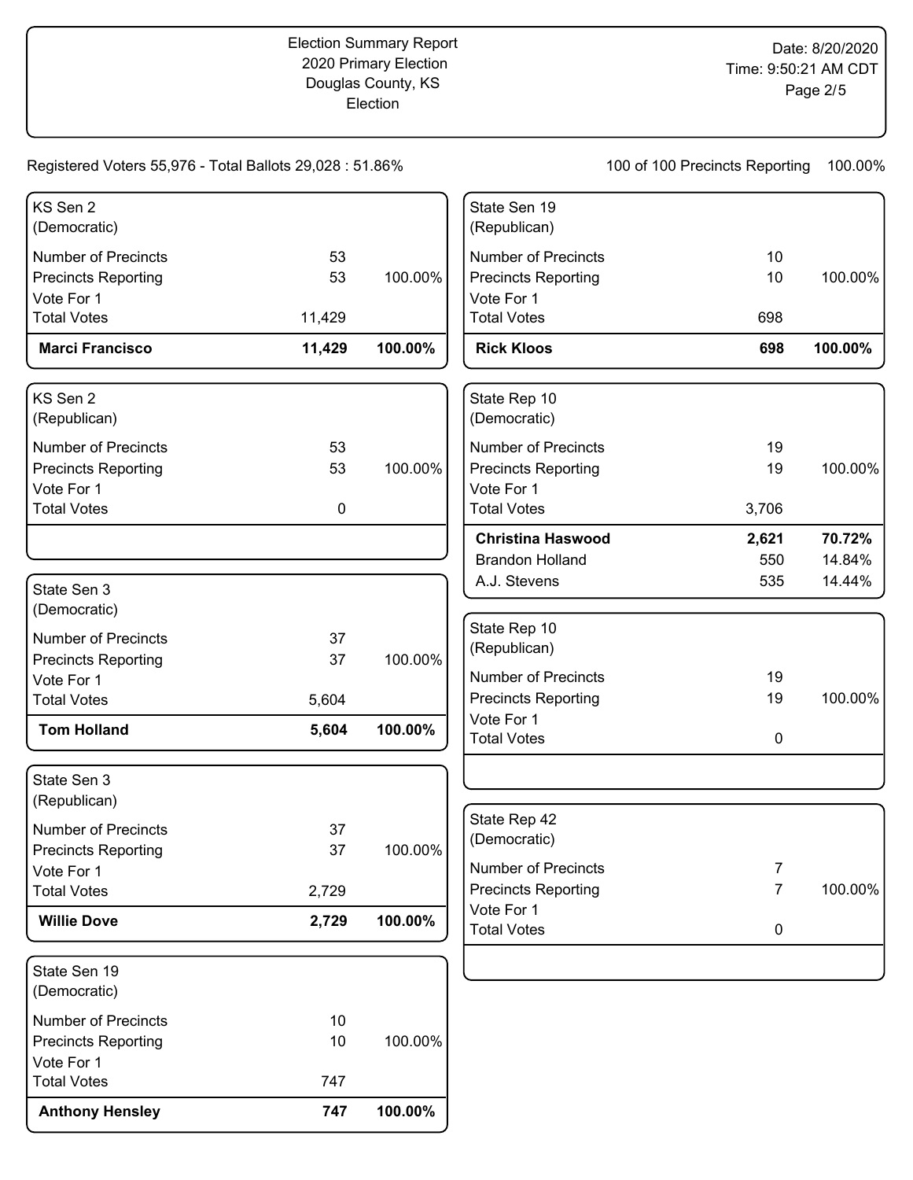Election Summary Report
2020 Primary Election
Douglas County, KS
Election

Date: 8/20/2020
Time: 9:50:21 AM CDT

Registered Voters 55,976 - Total Ballots 29,028 : 51.86%

100 of 100 Precincts Reporting 100.00%

### KS Sen 2 (Democratic)

| | | |
|---|---|---|
| Number of Precincts | 53 | |
| Precincts Reporting | 53 | 100.00% |
| Vote For 1 | | |
| Total Votes | 11,429 | |
| **Marci Francisco** | **11,429** | **100.00%** |

### KS Sen 2 (Republican)

| | | |
|---|---|---|
| Number of Precincts | 53 | |
| Precincts Reporting | 53 | 100.00% |
| Vote For 1 | | |
| Total Votes | 0 | |

### State Sen 3 (Democratic)

| | | |
|---|---|---|
| Number of Precincts | 37 | |
| Precincts Reporting | 37 | 100.00% |
| Vote For 1 | | |
| Total Votes | 5,604 | |
| **Tom Holland** | **5,604** | **100.00%** |

### State Sen 3 (Republican)

| | | |
|---|---|---|
| Number of Precincts | 37 | |
| Precincts Reporting | 37 | 100.00% |
| Vote For 1 | | |
| Total Votes | 2,729 | |
| **Willie Dove** | **2,729** | **100.00%** |

### State Sen 19 (Democratic)

| | | |
|---|---|---|
| Number of Precincts | 10 | |
| Precincts Reporting | 10 | 100.00% |
| Vote For 1 | | |
| Total Votes | 747 | |
| **Anthony Hensley** | **747** | **100.00%** |

### State Sen 19 (Republican)

| | | |
|---|---|---|
| Number of Precincts | 10 | |
| Precincts Reporting | 10 | 100.00% |
| Vote For 1 | | |
| Total Votes | 698 | |
| **Rick Kloos** | **698** | **100.00%** |

### State Rep 10 (Democratic)

| | | |
|---|---|---|
| Number of Precincts | 19 | |
| Precincts Reporting | 19 | 100.00% |
| Vote For 1 | | |
| Total Votes | 3,706 | |
| **Christina Haswood** | **2,621** | **70.72%** |
| Brandon Holland | 550 | 14.84% |
| A.J. Stevens | 535 | 14.44% |

### State Rep 10 (Republican)

| | | |
|---|---|---|
| Number of Precincts | 19 | |
| Precincts Reporting | 19 | 100.00% |
| Vote For 1 | | |
| Total Votes | 0 | |

### State Rep 42 (Democratic)

| | | |
|---|---|---|
| Number of Precincts | 7 | |
| Precincts Reporting | 7 | 100.00% |
| Vote For 1 | | |
| Total Votes | 0 | |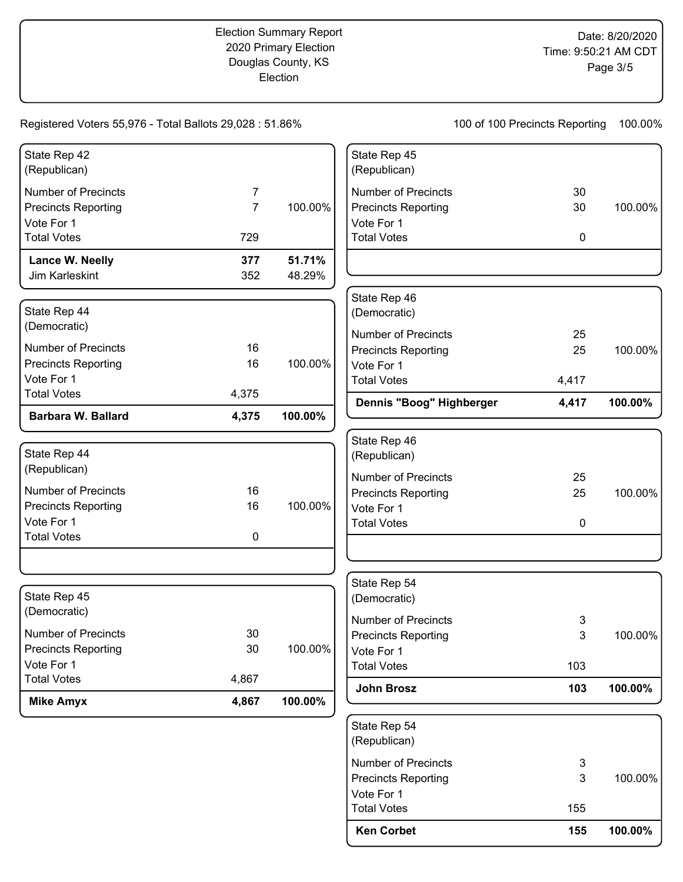Election Summary Report
2020 Primary Election
Douglas County, KS
Election

Date: 8/20/2020
Time: 9:50:21 AM CDT

Registered Voters 55,976 - Total Ballots 29,028 : 51.86%

100 of 100 Precincts Reporting 100.00%

### State Rep 42 (Republican)

| | | |
|---|---|---|
| Number of Precincts | 7 | |
| Precincts Reporting | 7 | 100.00% |
| Vote For 1 | | |
| Total Votes | 729 | |
| **Lance W. Neelly** | **377** | **51.71%** |
| Jim Karleskint | 352 | 48.29% |

### State Rep 44 (Democratic)

| | | |
|---|---|---|
| Number of Precincts | 16 | |
| Precincts Reporting | 16 | 100.00% |
| Vote For 1 | | |
| Total Votes | 4,375 | |
| **Barbara W. Ballard** | **4,375** | **100.00%** |

### State Rep 44 (Republican)

| | | |
|---|---|---|
| Number of Precincts | 16 | |
| Precincts Reporting | 16 | 100.00% |
| Vote For 1 | | |
| Total Votes | 0 | |

### State Rep 45 (Democratic)

| | | |
|---|---|---|
| Number of Precincts | 30 | |
| Precincts Reporting | 30 | 100.00% |
| Vote For 1 | | |
| Total Votes | 4,867 | |
| **Mike Amyx** | **4,867** | **100.00%** |

### State Rep 45 (Republican)

| | | |
|---|---|---|
| Number of Precincts | 30 | |
| Precincts Reporting | 30 | 100.00% |
| Vote For 1 | | |
| Total Votes | 0 | |

### State Rep 46 (Democratic)

| | | |
|---|---|---|
| Number of Precincts | 25 | |
| Precincts Reporting | 25 | 100.00% |
| Vote For 1 | | |
| Total Votes | 4,417 | |
| **Dennis "Boog" Highberger** | **4,417** | **100.00%** |

### State Rep 46 (Republican)

| | | |
|---|---|---|
| Number of Precincts | 25 | |
| Precincts Reporting | 25 | 100.00% |
| Vote For 1 | | |
| Total Votes | 0 | |

### State Rep 54 (Democratic)

| | | |
|---|---|---|
| Number of Precincts | 3 | |
| Precincts Reporting | 3 | 100.00% |
| Vote For 1 | | |
| Total Votes | 103 | |
| **John Brosz** | **103** | **100.00%** |

### State Rep 54 (Republican)

| | | |
|---|---|---|
| Number of Precincts | 3 | |
| Precincts Reporting | 3 | 100.00% |
| Vote For 1 | | |
| Total Votes | 155 | |
| **Ken Corbet** | **155** | **100.00%** |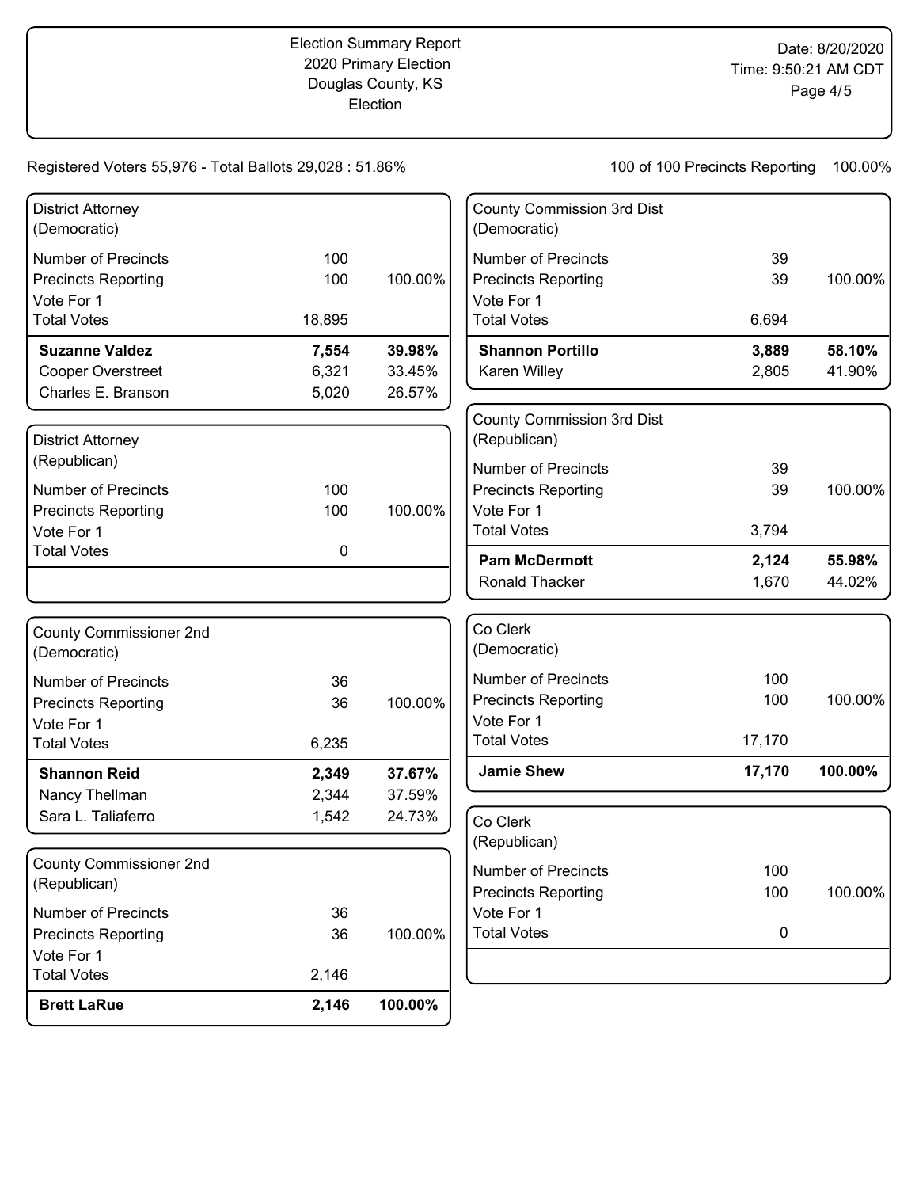# Election Summary Report
## 2020 Primary Election
## Douglas County, KS
## Election

Date: 8/20/2020
Time: 9:50:21 AM CDT

Registered Voters 55,976 - Total Ballots 29,028 : 51.86%

100 of 100 Precincts Reporting 100.00%

### District Attorney (Democratic)

| | | |
|---|---|---|
| Number of Precincts | 100 | |
| Precincts Reporting | 100 | 100.00% |
| Vote For 1 | | |
| Total Votes | 18,895 | |
| **Suzanne Valdez** | **7,554** | **39.98%** |
| Cooper Overstreet | 6,321 | 33.45% |
| Charles E. Branson | 5,020 | 26.57% |

### District Attorney (Republican)

| | | |
|---|---|---|
| Number of Precincts | 100 | |
| Precincts Reporting | 100 | 100.00% |
| Vote For 1 | | |
| Total Votes | 0 | |

### County Commissioner 2nd (Democratic)

| | | |
|---|---|---|
| Number of Precincts | 36 | |
| Precincts Reporting | 36 | 100.00% |
| Vote For 1 | | |
| Total Votes | 6,235 | |
| **Shannon Reid** | **2,349** | **37.67%** |
| Nancy Thellman | 2,344 | 37.59% |
| Sara L. Taliaferro | 1,542 | 24.73% |

### County Commissioner 2nd (Republican)

| | | |
|---|---|---|
| Number of Precincts | 36 | |
| Precincts Reporting | 36 | 100.00% |
| Vote For 1 | | |
| Total Votes | 2,146 | |
| **Brett LaRue** | **2,146** | **100.00%** |

### County Commission 3rd Dist (Democratic)

| | | |
|---|---|---|
| Number of Precincts | 39 | |
| Precincts Reporting | 39 | 100.00% |
| Vote For 1 | | |
| Total Votes | 6,694 | |
| **Shannon Portillo** | **3,889** | **58.10%** |
| Karen Willey | 2,805 | 41.90% |

### County Commission 3rd Dist (Republican)

| | | |
|---|---|---|
| Number of Precincts | 39 | |
| Precincts Reporting | 39 | 100.00% |
| Vote For 1 | | |
| Total Votes | 3,794 | |
| **Pam McDermott** | **2,124** | **55.98%** |
| Ronald Thacker | 1,670 | 44.02% |

### Co Clerk (Democratic)

| | | |
|---|---|---|
| Number of Precincts | 100 | |
| Precincts Reporting | 100 | 100.00% |
| Vote For 1 | | |
| Total Votes | 17,170 | |
| **Jamie Shew** | **17,170** | **100.00%** |

### Co Clerk (Republican)

| | | |
|---|---|---|
| Number of Precincts | 100 | |
| Precincts Reporting | 100 | 100.00% |
| Vote For 1 | | |
| Total Votes | 0 | |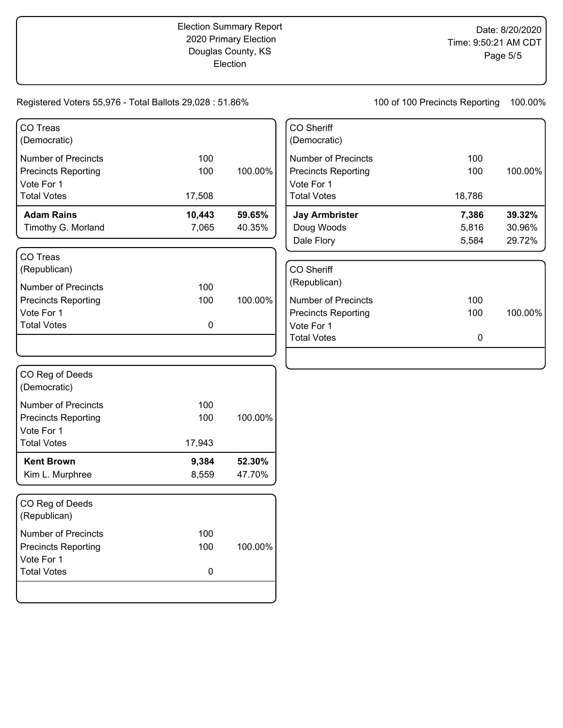Election Summary Report
2020 Primary Election
Douglas County, KS
Election

Date: 8/20/2020
Time: 9:50:21 AM CDT

Registered Voters 55,976 - Total Ballots 29,028 : 51.86%

100 of 100 Precincts Reporting 100.00%

### CO Treas (Democratic)

| | | |
|---|---|---|
| Number of Precincts | 100 | |
| Precincts Reporting | 100 | 100.00% |
| Vote For 1 | | |
| Total Votes | 17,508 | |
| **Adam Rains** | **10,443** | **59.65%** |
| Timothy G. Morland | 7,065 | 40.35% |

### CO Treas (Republican)

| | | |
|---|---|---|
| Number of Precincts | 100 | |
| Precincts Reporting | 100 | 100.00% |
| Vote For 1 | | |
| Total Votes | 0 | |

### CO Reg of Deeds (Democratic)

| | | |
|---|---|---|
| Number of Precincts | 100 | |
| Precincts Reporting | 100 | 100.00% |
| Vote For 1 | | |
| Total Votes | 17,943 | |
| **Kent Brown** | **9,384** | **52.30%** |
| Kim L. Murphree | 8,559 | 47.70% |

### CO Reg of Deeds (Republican)

| | | |
|---|---|---|
| Number of Precincts | 100 | |
| Precincts Reporting | 100 | 100.00% |
| Vote For 1 | | |
| Total Votes | 0 | |

### CO Sheriff (Democratic)

| | | |
|---|---|---|
| Number of Precincts | 100 | |
| Precincts Reporting | 100 | 100.00% |
| Vote For 1 | | |
| Total Votes | 18,786 | |
| **Jay Armbrister** | **7,386** | **39.32%** |
| Doug Woods | 5,816 | 30.96% |
| Dale Flory | 5,584 | 29.72% |

### CO Sheriff (Republican)

| | | |
|---|---|---|
| Number of Precincts | 100 | |
| Precincts Reporting | 100 | 100.00% |
| Vote For 1 | | |
| Total Votes | 0 | |